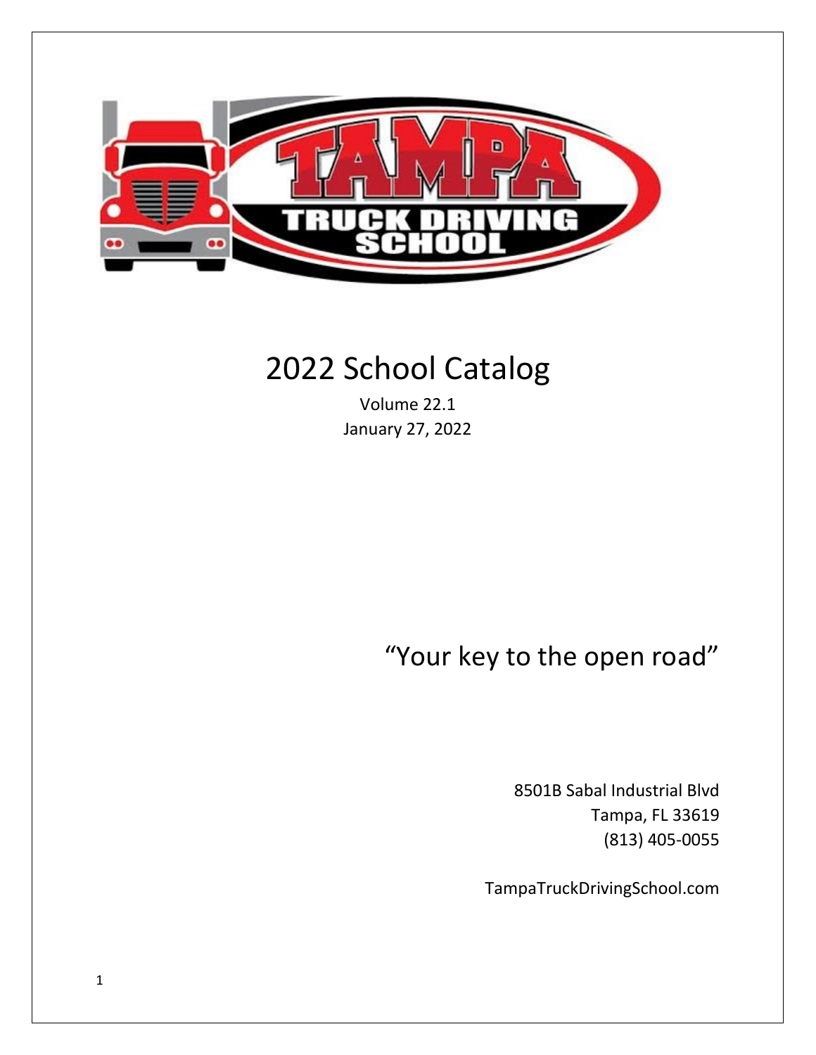TAMPA TRUCK DRIVING SCHOOL

# 2022 School Catalog

Volume 22.1

January 27, 2022

"Your key to the open road"

8501B Sabal Industrial Blvd

Tampa, FL 33619

(813) 405-0055

TampaTruckDrivingSchool.com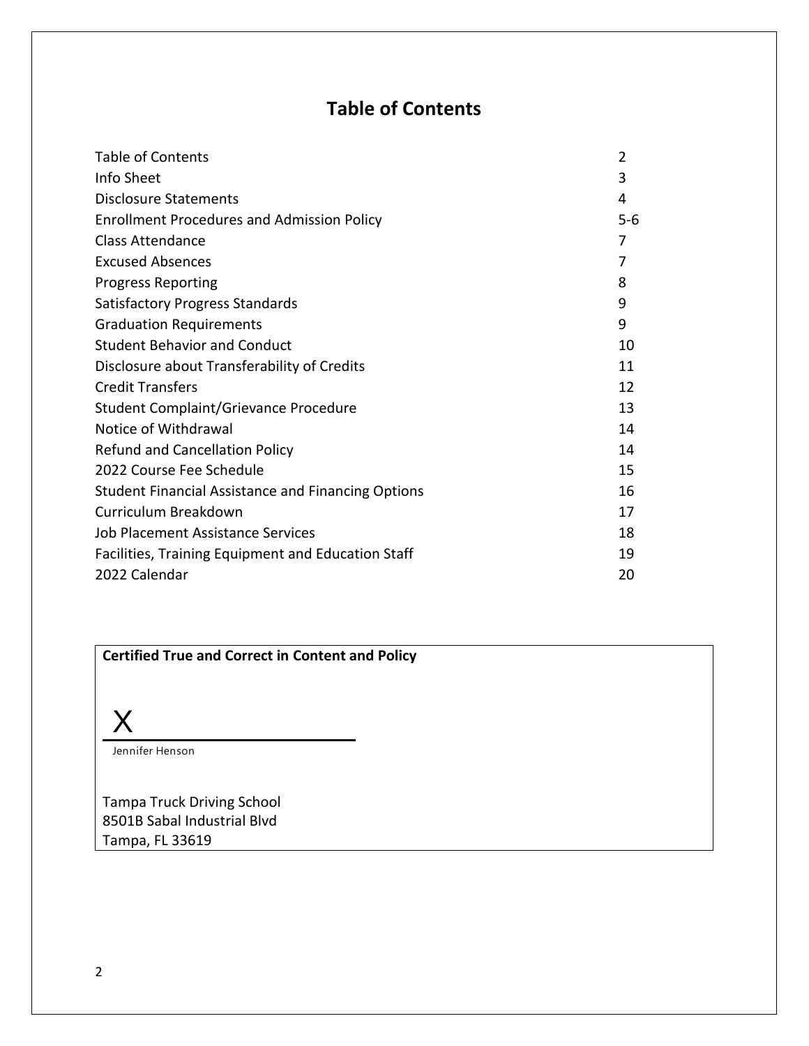# Table of Contents

| | |
|---|---|
| Table of Contents | 2 |
| Info Sheet | 3 |
| Disclosure Statements | 4 |
| Enrollment Procedures and Admission Policy | 5-6 |
| Class Attendance | 7 |
| Excused Absences | 7 |
| Progress Reporting | 8 |
| Satisfactory Progress Standards | 9 |
| Graduation Requirements | 9 |
| Student Behavior and Conduct | 10 |
| Disclosure about Transferability of Credits | 11 |
| Credit Transfers | 12 |
| Student Complaint/Grievance Procedure | 13 |
| Notice of Withdrawal | 14 |
| Refund and Cancellation Policy | 14 |
| 2022 Course Fee Schedule | 15 |
| Student Financial Assistance and Financing Options | 16 |
| Curriculum Breakdown | 17 |
| Job Placement Assistance Services | 18 |
| Facilities, Training Equipment and Education Staff | 19 |
| 2022 Calendar | 20 |

**Certified True and Correct in Content and Policy**

X ______________________

Jennifer Henson

Tampa Truck Driving School
8501B Sabal Industrial Blvd
Tampa, FL 33619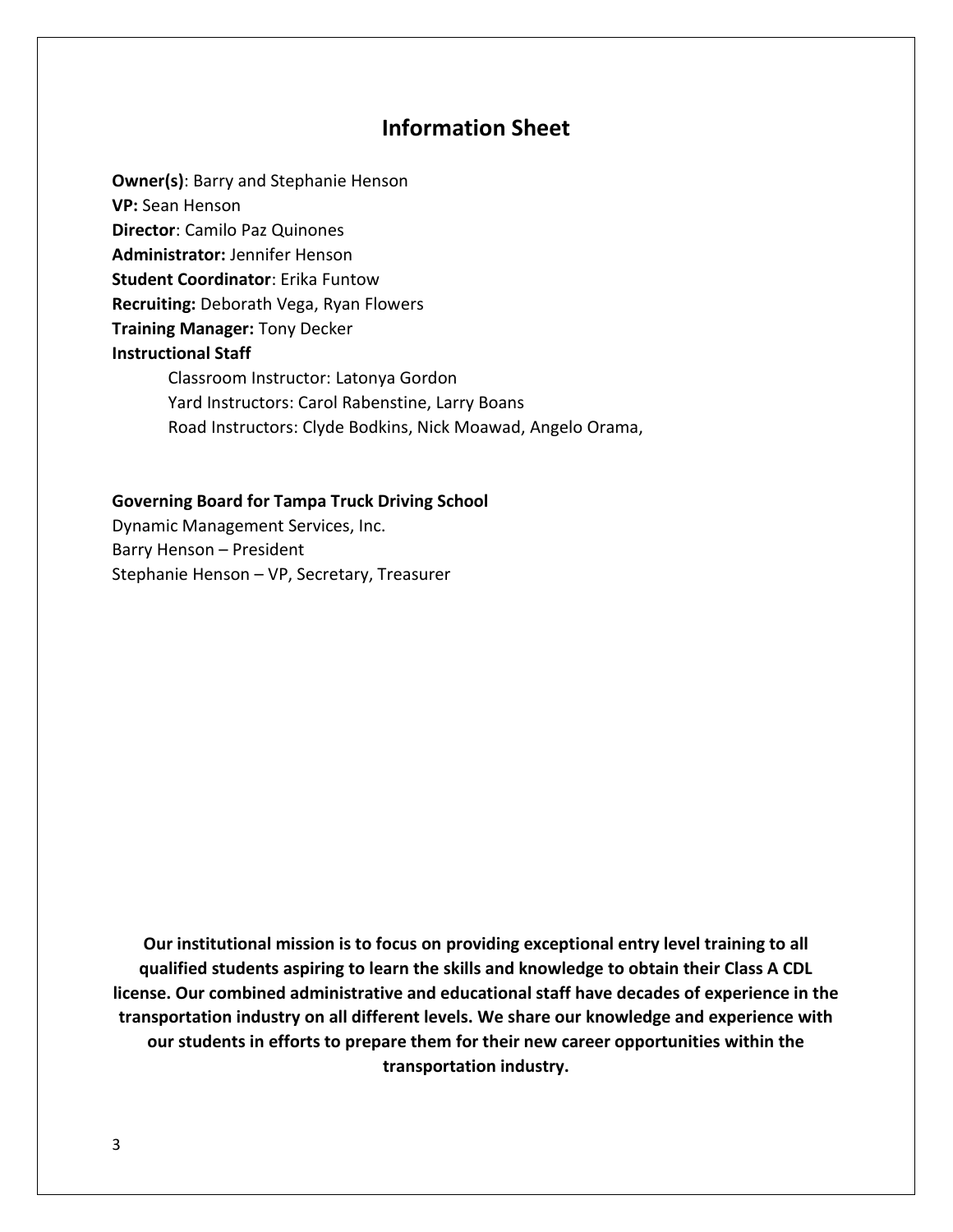## Information Sheet

**Owner(s)**: Barry and Stephanie Henson
**VP:** Sean Henson
**Director**: Camilo Paz Quinones
**Administrator:** Jennifer Henson
**Student Coordinator**: Erika Funtow
**Recruiting:** Deborath Vega, Ryan Flowers
**Training Manager:** Tony Decker
**Instructional Staff**

Classroom Instructor: Latonya Gordon
Yard Instructors: Carol Rabenstine, Larry Boans
Road Instructors: Clyde Bodkins, Nick Moawad, Angelo Orama,

**Governing Board for Tampa Truck Driving School**
Dynamic Management Services, Inc.
Barry Henson – President
Stephanie Henson – VP, Secretary, Treasurer

**Our institutional mission is to focus on providing exceptional entry level training to all qualified students aspiring to learn the skills and knowledge to obtain their Class A CDL license. Our combined administrative and educational staff have decades of experience in the transportation industry on all different levels. We share our knowledge and experience with our students in efforts to prepare them for their new career opportunities within the transportation industry.**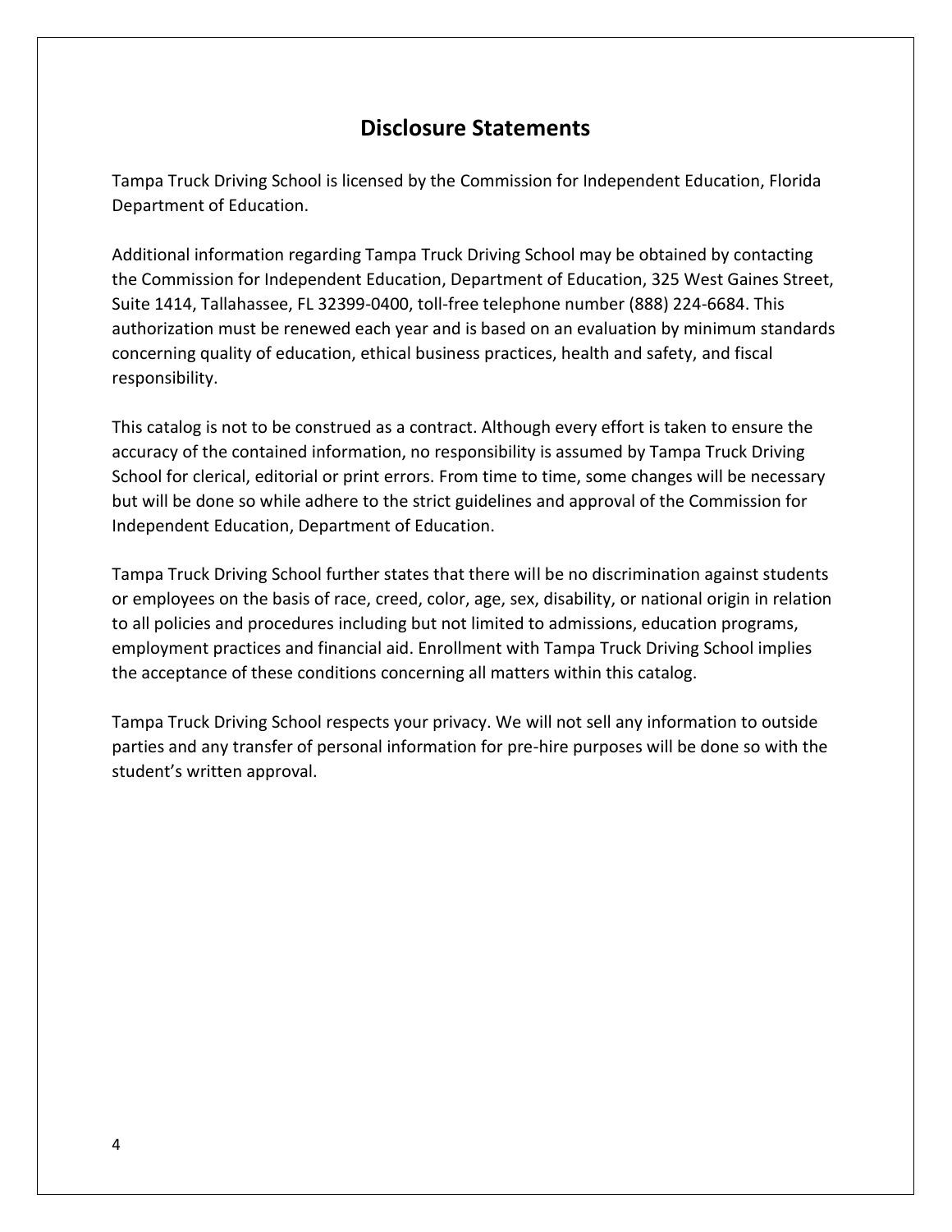## Disclosure Statements

Tampa Truck Driving School is licensed by the Commission for Independent Education, Florida Department of Education.

Additional information regarding Tampa Truck Driving School may be obtained by contacting the Commission for Independent Education, Department of Education, 325 West Gaines Street, Suite 1414, Tallahassee, FL 32399-0400, toll-free telephone number (888) 224-6684. This authorization must be renewed each year and is based on an evaluation by minimum standards concerning quality of education, ethical business practices, health and safety, and fiscal responsibility.

This catalog is not to be construed as a contract. Although every effort is taken to ensure the accuracy of the contained information, no responsibility is assumed by Tampa Truck Driving School for clerical, editorial or print errors. From time to time, some changes will be necessary but will be done so while adhere to the strict guidelines and approval of the Commission for Independent Education, Department of Education.

Tampa Truck Driving School further states that there will be no discrimination against students or employees on the basis of race, creed, color, age, sex, disability, or national origin in relation to all policies and procedures including but not limited to admissions, education programs, employment practices and financial aid. Enrollment with Tampa Truck Driving School implies the acceptance of these conditions concerning all matters within this catalog.

Tampa Truck Driving School respects your privacy. We will not sell any information to outside parties and any transfer of personal information for pre-hire purposes will be done so with the student's written approval.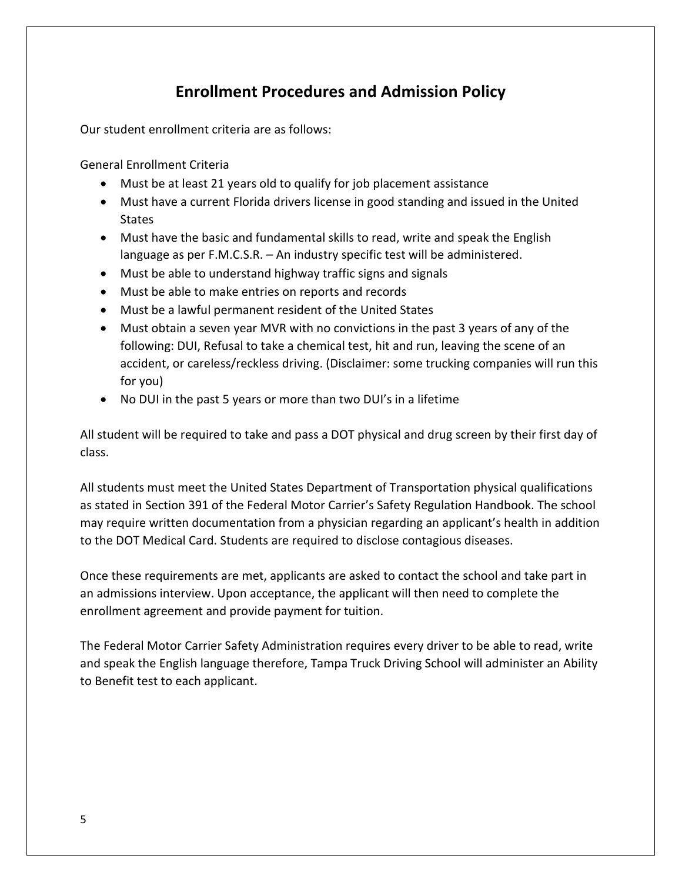# Enrollment Procedures and Admission Policy

Our student enrollment criteria are as follows:

General Enrollment Criteria

- Must be at least 21 years old to qualify for job placement assistance
- Must have a current Florida drivers license in good standing and issued in the United States
- Must have the basic and fundamental skills to read, write and speak the English language as per F.M.C.S.R. – An industry specific test will be administered.
- Must be able to understand highway traffic signs and signals
- Must be able to make entries on reports and records
- Must be a lawful permanent resident of the United States
- Must obtain a seven year MVR with no convictions in the past 3 years of any of the following: DUI, Refusal to take a chemical test, hit and run, leaving the scene of an accident, or careless/reckless driving. (Disclaimer: some trucking companies will run this for you)
- No DUI in the past 5 years or more than two DUI's in a lifetime

All student will be required to take and pass a DOT physical and drug screen by their first day of class.

All students must meet the United States Department of Transportation physical qualifications as stated in Section 391 of the Federal Motor Carrier's Safety Regulation Handbook. The school may require written documentation from a physician regarding an applicant's health in addition to the DOT Medical Card. Students are required to disclose contagious diseases.

Once these requirements are met, applicants are asked to contact the school and take part in an admissions interview. Upon acceptance, the applicant will then need to complete the enrollment agreement and provide payment for tuition.

The Federal Motor Carrier Safety Administration requires every driver to be able to read, write and speak the English language therefore, Tampa Truck Driving School will administer an Ability to Benefit test to each applicant.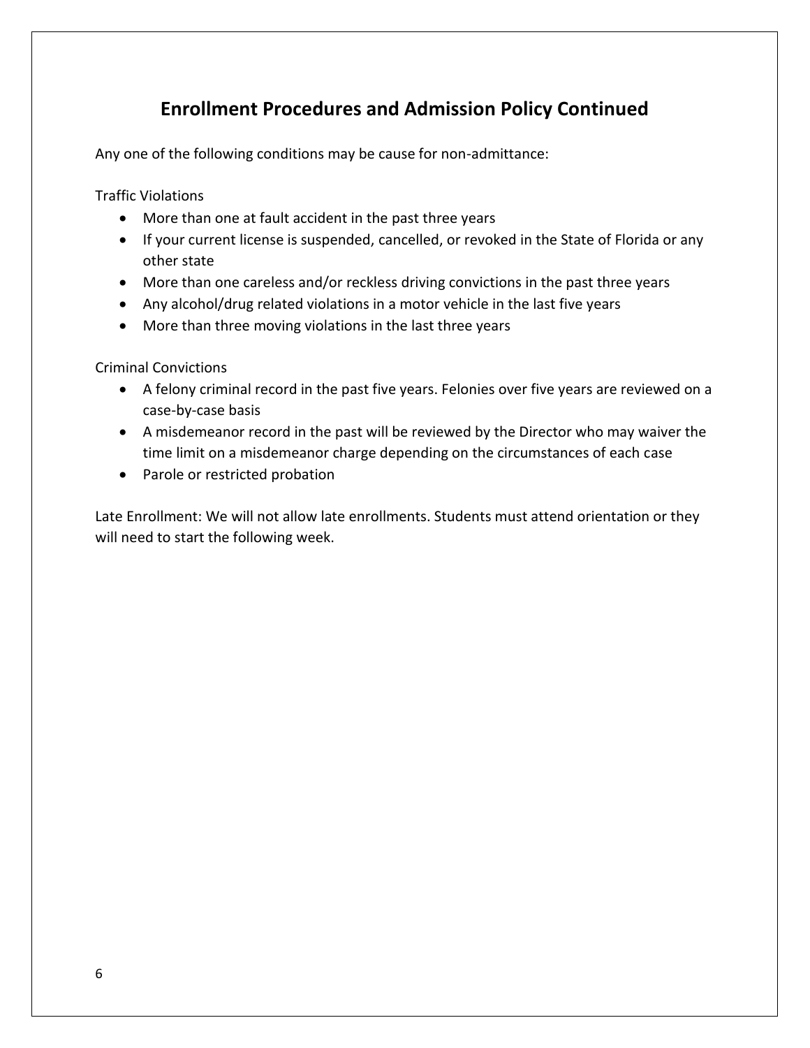## Enrollment Procedures and Admission Policy Continued

Any one of the following conditions may be cause for non-admittance:

Traffic Violations

- More than one at fault accident in the past three years
- If your current license is suspended, cancelled, or revoked in the State of Florida or any other state
- More than one careless and/or reckless driving convictions in the past three years
- Any alcohol/drug related violations in a motor vehicle in the last five years
- More than three moving violations in the last three years

Criminal Convictions

- A felony criminal record in the past five years. Felonies over five years are reviewed on a case-by-case basis
- A misdemeanor record in the past will be reviewed by the Director who may waiver the time limit on a misdemeanor charge depending on the circumstances of each case
- Parole or restricted probation

Late Enrollment: We will not allow late enrollments. Students must attend orientation or they will need to start the following week.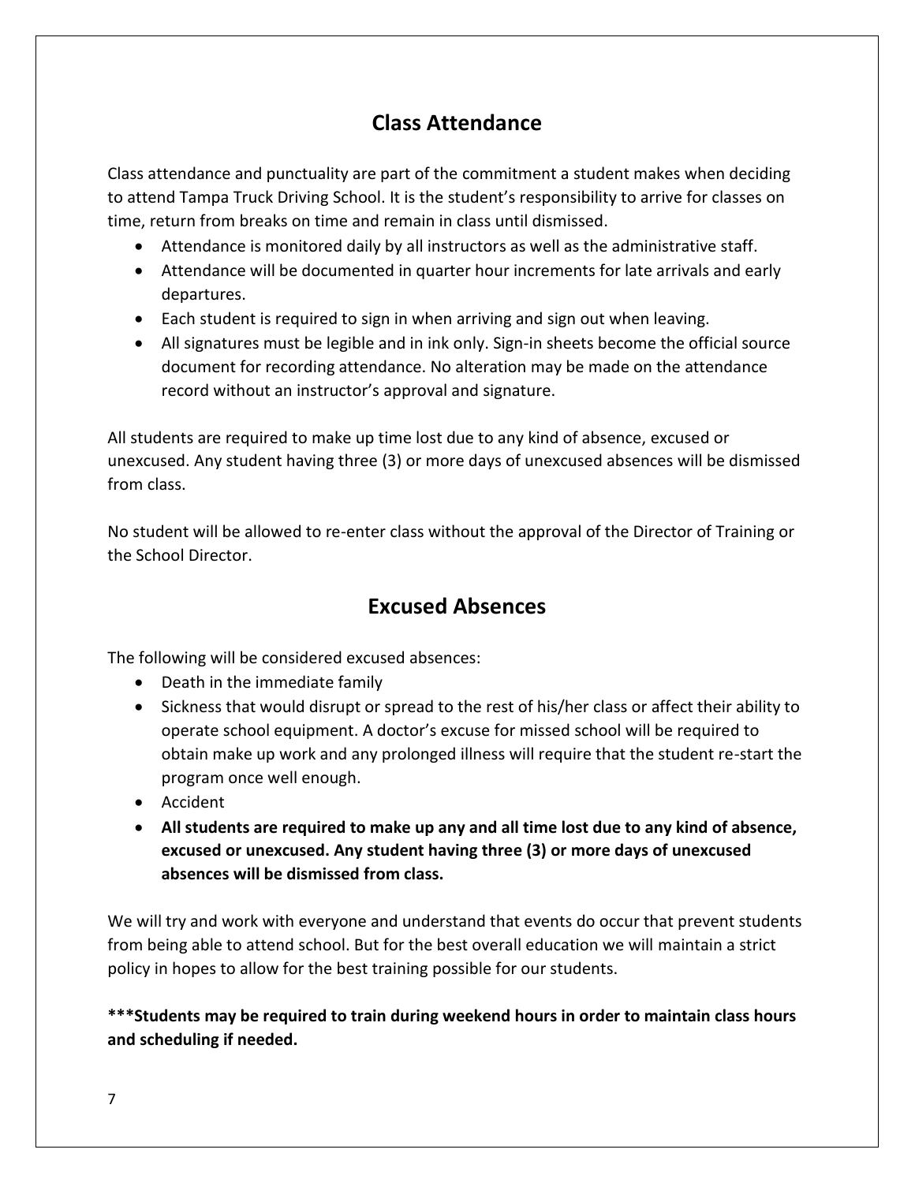## Class Attendance

Class attendance and punctuality are part of the commitment a student makes when deciding to attend Tampa Truck Driving School. It is the student's responsibility to arrive for classes on time, return from breaks on time and remain in class until dismissed.

- Attendance is monitored daily by all instructors as well as the administrative staff.
- Attendance will be documented in quarter hour increments for late arrivals and early departures.
- Each student is required to sign in when arriving and sign out when leaving.
- All signatures must be legible and in ink only. Sign-in sheets become the official source document for recording attendance. No alteration may be made on the attendance record without an instructor's approval and signature.

All students are required to make up time lost due to any kind of absence, excused or unexcused. Any student having three (3) or more days of unexcused absences will be dismissed from class.

No student will be allowed to re-enter class without the approval of the Director of Training or the School Director.

## Excused Absences

The following will be considered excused absences:

- Death in the immediate family
- Sickness that would disrupt or spread to the rest of his/her class or affect their ability to operate school equipment. A doctor's excuse for missed school will be required to obtain make up work and any prolonged illness will require that the student re-start the program once well enough.
- Accident
- **All students are required to make up any and all time lost due to any kind of absence, excused or unexcused. Any student having three (3) or more days of unexcused absences will be dismissed from class.**

We will try and work with everyone and understand that events do occur that prevent students from being able to attend school. But for the best overall education we will maintain a strict policy in hopes to allow for the best training possible for our students.

**\*\*\*Students may be required to train during weekend hours in order to maintain class hours and scheduling if needed.**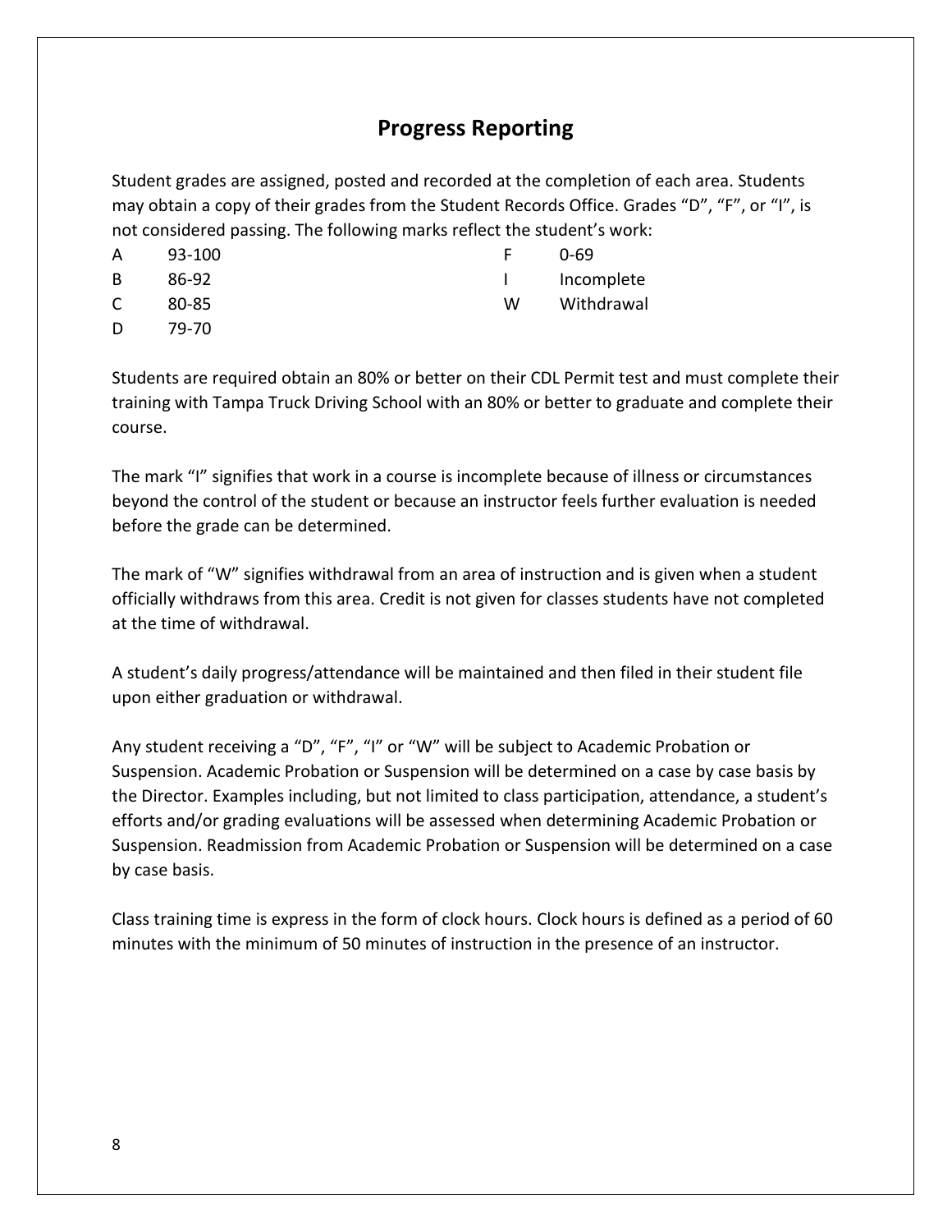## Progress Reporting

Student grades are assigned, posted and recorded at the completion of each area. Students may obtain a copy of their grades from the Student Records Office. Grades "D", "F", or "I", is not considered passing. The following marks reflect the student's work:

| | | | |
|---|---|---|---|
| A | 93-100 | F | 0-69 |
| B | 86-92 | I | Incomplete |
| C | 80-85 | W | Withdrawal |
| D | 79-70 | | |

Students are required obtain an 80% or better on their CDL Permit test and must complete their training with Tampa Truck Driving School with an 80% or better to graduate and complete their course.

The mark "I" signifies that work in a course is incomplete because of illness or circumstances beyond the control of the student or because an instructor feels further evaluation is needed before the grade can be determined.

The mark of "W" signifies withdrawal from an area of instruction and is given when a student officially withdraws from this area. Credit is not given for classes students have not completed at the time of withdrawal.

A student's daily progress/attendance will be maintained and then filed in their student file upon either graduation or withdrawal.

Any student receiving a "D", "F", "I" or "W" will be subject to Academic Probation or Suspension. Academic Probation or Suspension will be determined on a case by case basis by the Director. Examples including, but not limited to class participation, attendance, a student's efforts and/or grading evaluations will be assessed when determining Academic Probation or Suspension. Readmission from Academic Probation or Suspension will be determined on a case by case basis.

Class training time is express in the form of clock hours. Clock hours is defined as a period of 60 minutes with the minimum of 50 minutes of instruction in the presence of an instructor.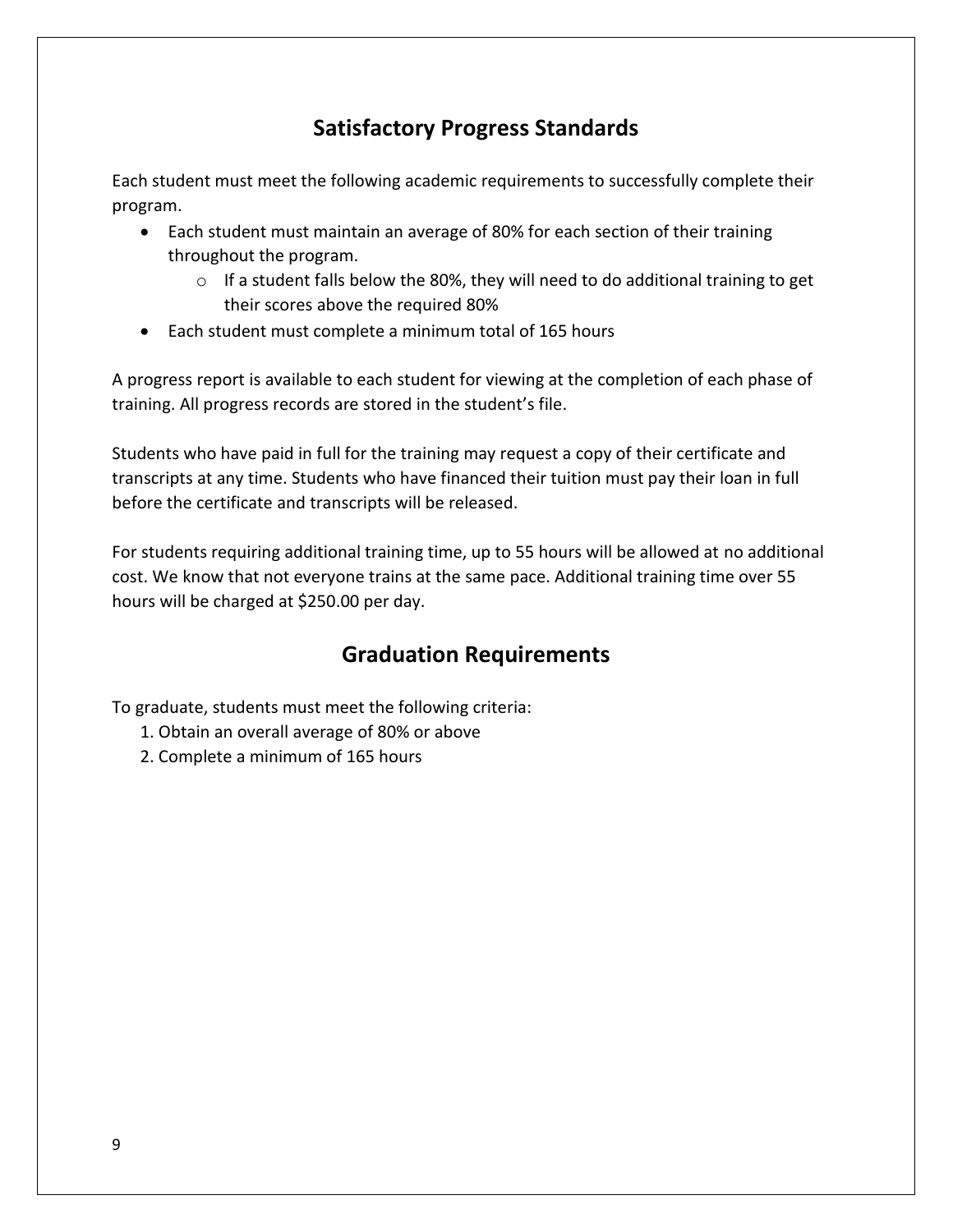## Satisfactory Progress Standards

Each student must meet the following academic requirements to successfully complete their program.

- Each student must maintain an average of 80% for each section of their training throughout the program.
    - If a student falls below the 80%, they will need to do additional training to get their scores above the required 80%
- Each student must complete a minimum total of 165 hours

A progress report is available to each student for viewing at the completion of each phase of training. All progress records are stored in the student's file.

Students who have paid in full for the training may request a copy of their certificate and transcripts at any time. Students who have financed their tuition must pay their loan in full before the certificate and transcripts will be released.

For students requiring additional training time, up to 55 hours will be allowed at no additional cost. We know that not everyone trains at the same pace. Additional training time over 55 hours will be charged at $250.00 per day.

## Graduation Requirements

To graduate, students must meet the following criteria:

1. Obtain an overall average of 80% or above
2. Complete a minimum of 165 hours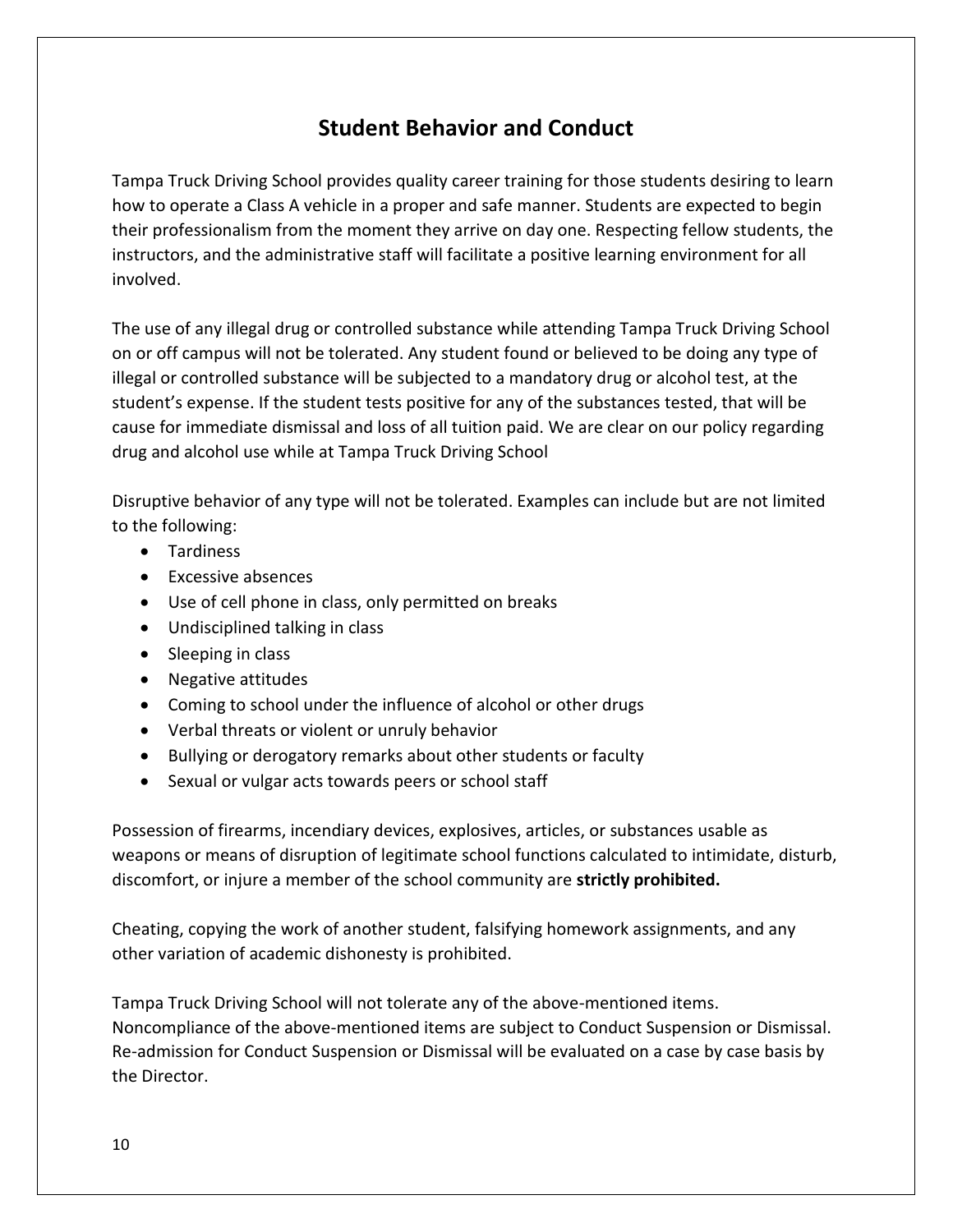# Student Behavior and Conduct

Tampa Truck Driving School provides quality career training for those students desiring to learn how to operate a Class A vehicle in a proper and safe manner. Students are expected to begin their professionalism from the moment they arrive on day one. Respecting fellow students, the instructors, and the administrative staff will facilitate a positive learning environment for all involved.

The use of any illegal drug or controlled substance while attending Tampa Truck Driving School on or off campus will not be tolerated. Any student found or believed to be doing any type of illegal or controlled substance will be subjected to a mandatory drug or alcohol test, at the student's expense. If the student tests positive for any of the substances tested, that will be cause for immediate dismissal and loss of all tuition paid. We are clear on our policy regarding drug and alcohol use while at Tampa Truck Driving School

Disruptive behavior of any type will not be tolerated. Examples can include but are not limited to the following:

- Tardiness
- Excessive absences
- Use of cell phone in class, only permitted on breaks
- Undisciplined talking in class
- Sleeping in class
- Negative attitudes
- Coming to school under the influence of alcohol or other drugs
- Verbal threats or violent or unruly behavior
- Bullying or derogatory remarks about other students or faculty
- Sexual or vulgar acts towards peers or school staff

Possession of firearms, incendiary devices, explosives, articles, or substances usable as weapons or means of disruption of legitimate school functions calculated to intimidate, disturb, discomfort, or injure a member of the school community are **strictly prohibited.**

Cheating, copying the work of another student, falsifying homework assignments, and any other variation of academic dishonesty is prohibited.

Tampa Truck Driving School will not tolerate any of the above-mentioned items. Noncompliance of the above-mentioned items are subject to Conduct Suspension or Dismissal. Re-admission for Conduct Suspension or Dismissal will be evaluated on a case by case basis by the Director.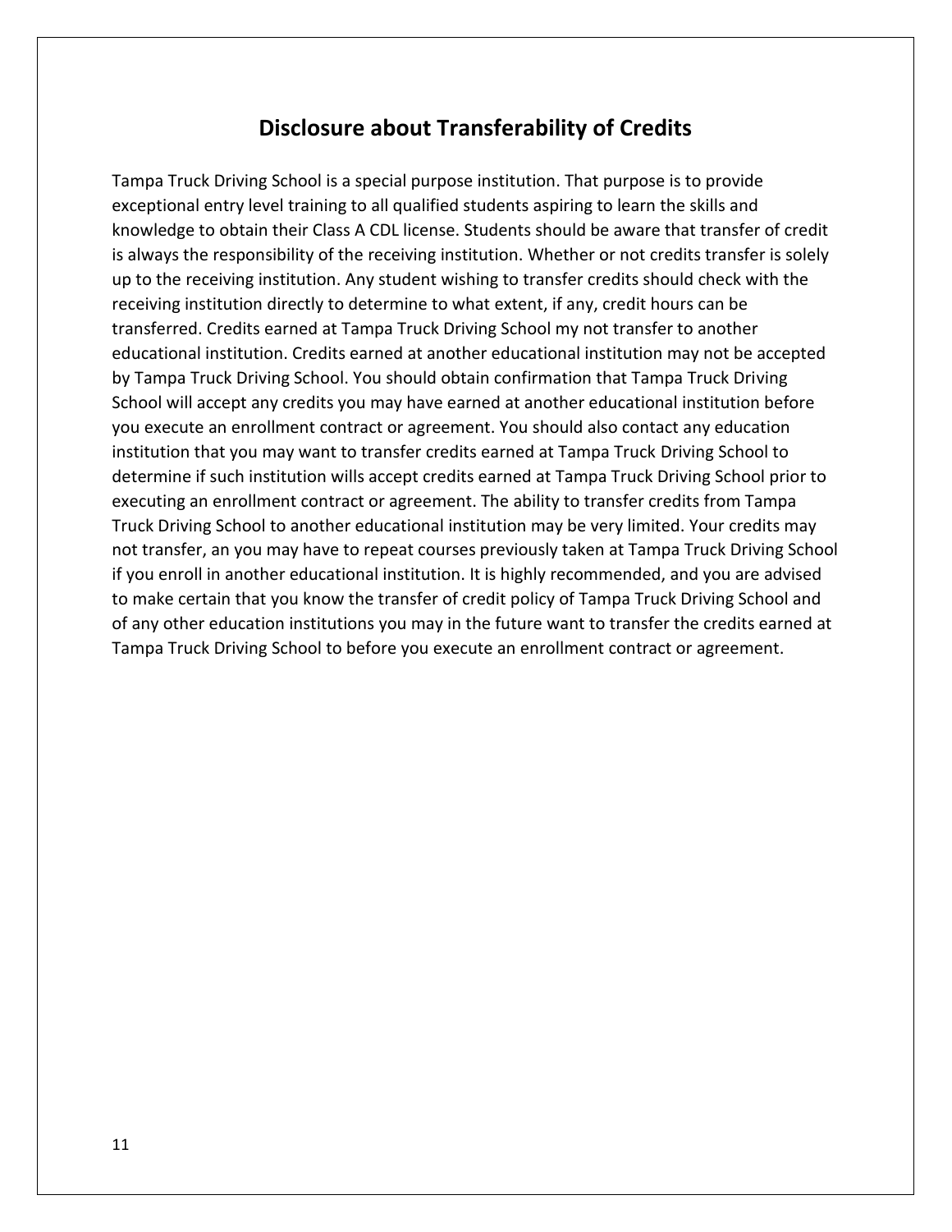## Disclosure about Transferability of Credits

Tampa Truck Driving School is a special purpose institution. That purpose is to provide exceptional entry level training to all qualified students aspiring to learn the skills and knowledge to obtain their Class A CDL license. Students should be aware that transfer of credit is always the responsibility of the receiving institution. Whether or not credits transfer is solely up to the receiving institution. Any student wishing to transfer credits should check with the receiving institution directly to determine to what extent, if any, credit hours can be transferred. Credits earned at Tampa Truck Driving School my not transfer to another educational institution. Credits earned at another educational institution may not be accepted by Tampa Truck Driving School. You should obtain confirmation that Tampa Truck Driving School will accept any credits you may have earned at another educational institution before you execute an enrollment contract or agreement. You should also contact any education institution that you may want to transfer credits earned at Tampa Truck Driving School to determine if such institution wills accept credits earned at Tampa Truck Driving School prior to executing an enrollment contract or agreement. The ability to transfer credits from Tampa Truck Driving School to another educational institution may be very limited. Your credits may not transfer, an you may have to repeat courses previously taken at Tampa Truck Driving School if you enroll in another educational institution. It is highly recommended, and you are advised to make certain that you know the transfer of credit policy of Tampa Truck Driving School and of any other education institutions you may in the future want to transfer the credits earned at Tampa Truck Driving School to before you execute an enrollment contract or agreement.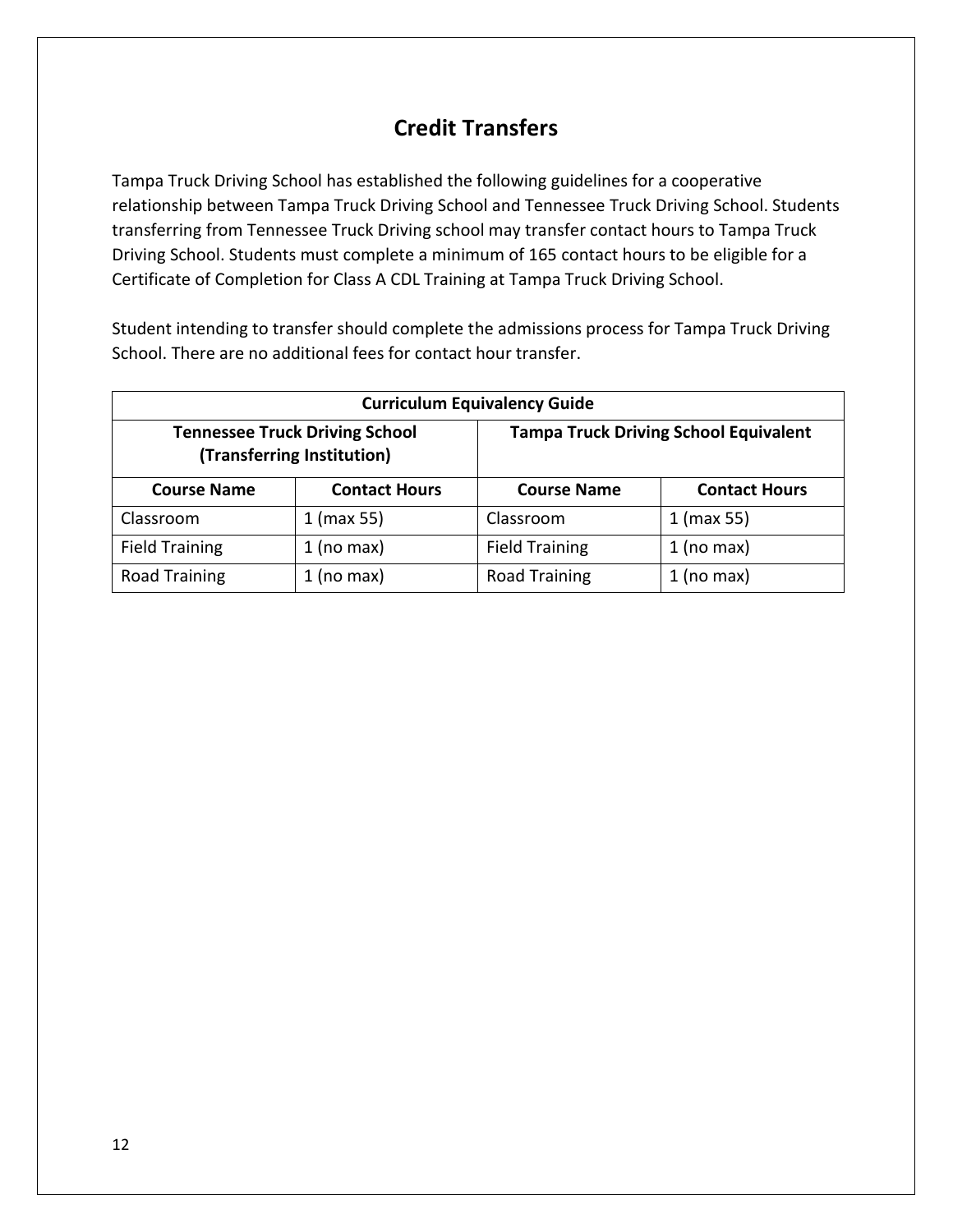# Credit Transfers

Tampa Truck Driving School has established the following guidelines for a cooperative relationship between Tampa Truck Driving School and Tennessee Truck Driving School. Students transferring from Tennessee Truck Driving school may transfer contact hours to Tampa Truck Driving School. Students must complete a minimum of 165 contact hours to be eligible for a Certificate of Completion for Class A CDL Training at Tampa Truck Driving School.

Student intending to transfer should complete the admissions process for Tampa Truck Driving School. There are no additional fees for contact hour transfer.

| Curriculum Equivalency Guide | | | |
|---|---|---|---|
| **Tennessee Truck Driving School (Transferring Institution)** | | **Tampa Truck Driving School Equivalent** | |
| **Course Name** | **Contact Hours** | **Course Name** | **Contact Hours** |
| Classroom | 1 (max 55) | Classroom | 1 (max 55) |
| Field Training | 1 (no max) | Field Training | 1 (no max) |
| Road Training | 1 (no max) | Road Training | 1 (no max) |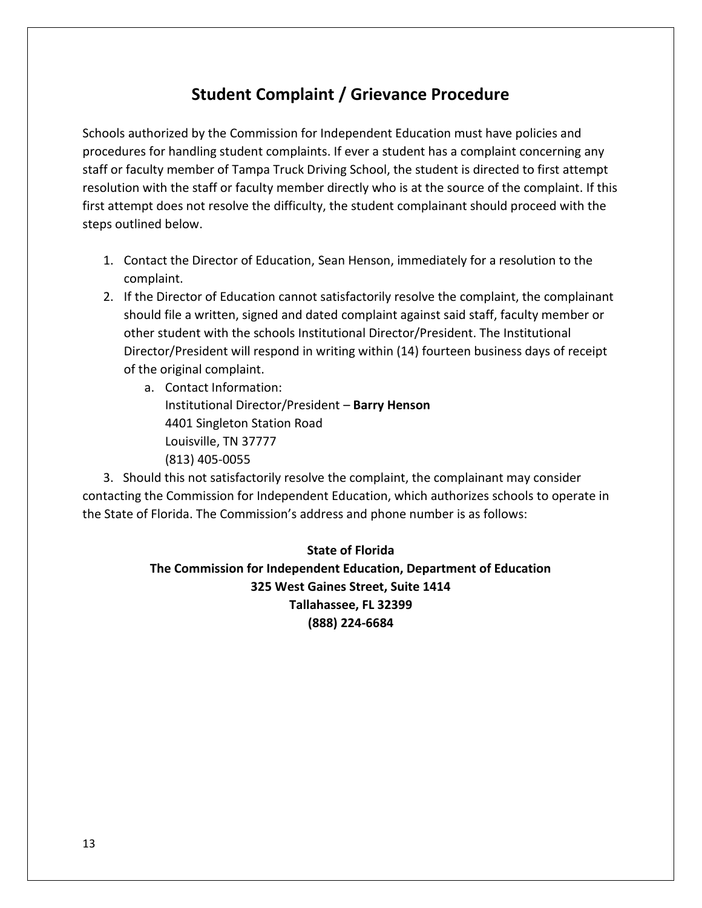## Student Complaint / Grievance Procedure

Schools authorized by the Commission for Independent Education must have policies and procedures for handling student complaints. If ever a student has a complaint concerning any staff or faculty member of Tampa Truck Driving School, the student is directed to first attempt resolution with the staff or faculty member directly who is at the source of the complaint. If this first attempt does not resolve the difficulty, the student complainant should proceed with the steps outlined below.

1. Contact the Director of Education, Sean Henson, immediately for a resolution to the complaint.
2. If the Director of Education cannot satisfactorily resolve the complaint, the complainant should file a written, signed and dated complaint against said staff, faculty member or other student with the schools Institutional Director/President. The Institutional Director/President will respond in writing within (14) fourteen business days of receipt of the original complaint.
   a. Contact Information:
      Institutional Director/President – **Barry Henson**
      4401 Singleton Station Road
      Louisville, TN 37777
      (813) 405-0055
3. Should this not satisfactorily resolve the complaint, the complainant may consider contacting the Commission for Independent Education, which authorizes schools to operate in the State of Florida. The Commission's address and phone number is as follows:

**State of Florida**
**The Commission for Independent Education, Department of Education**
**325 West Gaines Street, Suite 1414**
**Tallahassee, FL 32399**
**(888) 224-6684**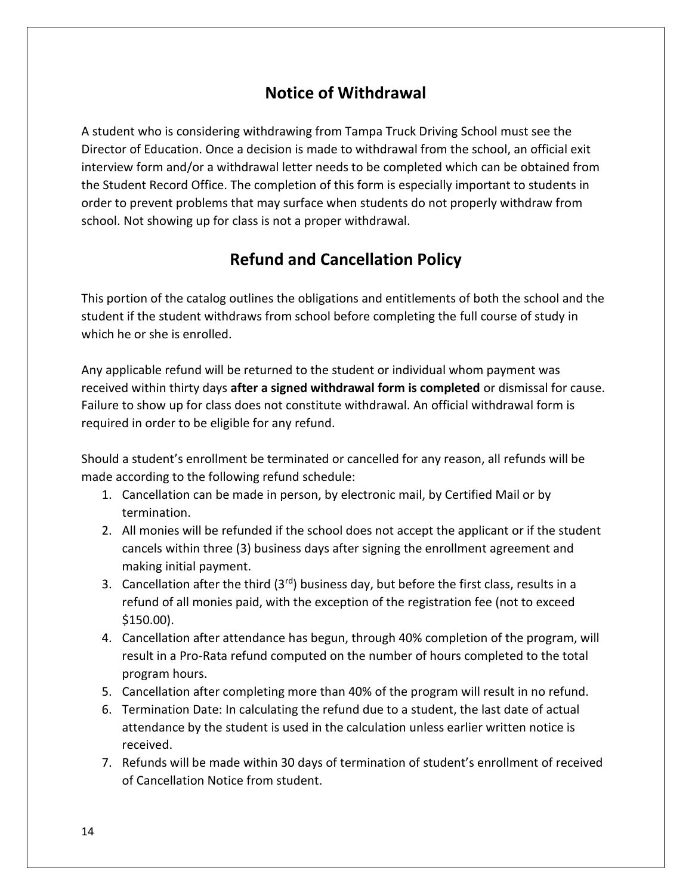## Notice of Withdrawal

A student who is considering withdrawing from Tampa Truck Driving School must see the Director of Education. Once a decision is made to withdrawal from the school, an official exit interview form and/or a withdrawal letter needs to be completed which can be obtained from the Student Record Office. The completion of this form is especially important to students in order to prevent problems that may surface when students do not properly withdraw from school. Not showing up for class is not a proper withdrawal.

## Refund and Cancellation Policy

This portion of the catalog outlines the obligations and entitlements of both the school and the student if the student withdraws from school before completing the full course of study in which he or she is enrolled.

Any applicable refund will be returned to the student or individual whom payment was received within thirty days **after a signed withdrawal form is completed** or dismissal for cause. Failure to show up for class does not constitute withdrawal. An official withdrawal form is required in order to be eligible for any refund.

Should a student's enrollment be terminated or cancelled for any reason, all refunds will be made according to the following refund schedule:

1. Cancellation can be made in person, by electronic mail, by Certified Mail or by termination.
2. All monies will be refunded if the school does not accept the applicant or if the student cancels within three (3) business days after signing the enrollment agreement and making initial payment.
3. Cancellation after the third (3rd) business day, but before the first class, results in a refund of all monies paid, with the exception of the registration fee (not to exceed $150.00).
4. Cancellation after attendance has begun, through 40% completion of the program, will result in a Pro-Rata refund computed on the number of hours completed to the total program hours.
5. Cancellation after completing more than 40% of the program will result in no refund.
6. Termination Date: In calculating the refund due to a student, the last date of actual attendance by the student is used in the calculation unless earlier written notice is received.
7. Refunds will be made within 30 days of termination of student's enrollment of received of Cancellation Notice from student.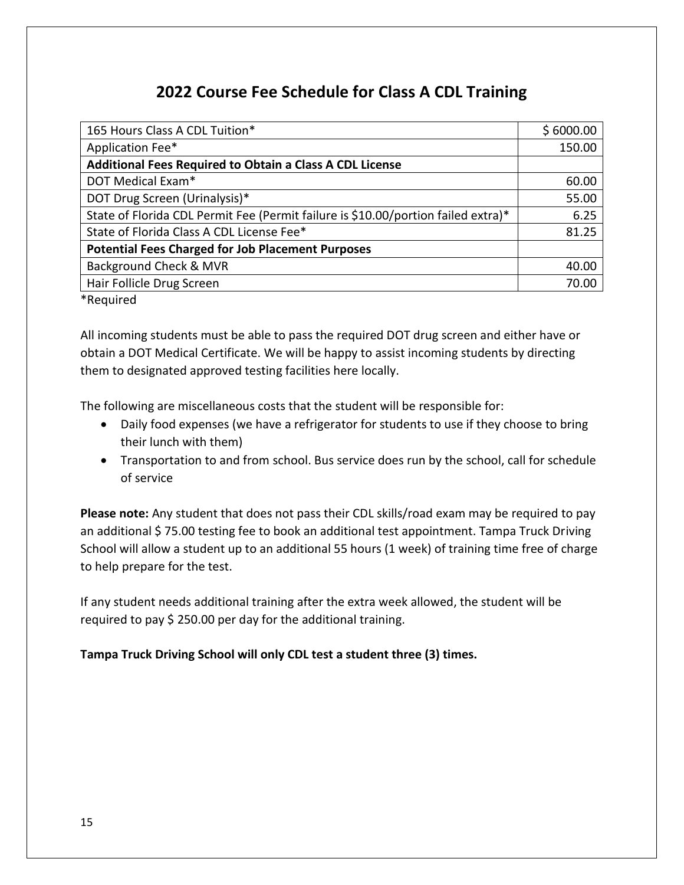# 2022 Course Fee Schedule for Class A CDL Training

| | |
|---|---|
| 165 Hours Class A CDL Tuition* | $ 6000.00 |
| Application Fee* | 150.00 |
| **Additional Fees Required to Obtain a Class A CDL License** | |
| DOT Medical Exam* | 60.00 |
| DOT Drug Screen (Urinalysis)* | 55.00 |
| State of Florida CDL Permit Fee (Permit failure is $10.00/portion failed extra)* | 6.25 |
| State of Florida Class A CDL License Fee* | 81.25 |
| **Potential Fees Charged for Job Placement Purposes** | |
| Background Check & MVR | 40.00 |
| Hair Follicle Drug Screen | 70.00 |

*Required

All incoming students must be able to pass the required DOT drug screen and either have or obtain a DOT Medical Certificate. We will be happy to assist incoming students by directing them to designated approved testing facilities here locally.

The following are miscellaneous costs that the student will be responsible for:

- Daily food expenses (we have a refrigerator for students to use if they choose to bring their lunch with them)
- Transportation to and from school. Bus service does run by the school, call for schedule of service

**Please note:** Any student that does not pass their CDL skills/road exam may be required to pay an additional $ 75.00 testing fee to book an additional test appointment. Tampa Truck Driving School will allow a student up to an additional 55 hours (1 week) of training time free of charge to help prepare for the test.

If any student needs additional training after the extra week allowed, the student will be required to pay $ 250.00 per day for the additional training.

**Tampa Truck Driving School will only CDL test a student three (3) times.**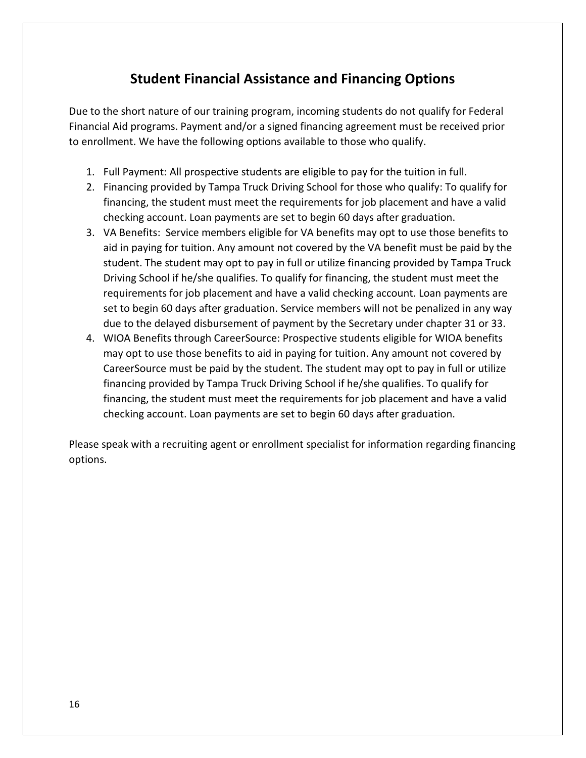## Student Financial Assistance and Financing Options

Due to the short nature of our training program, incoming students do not qualify for Federal Financial Aid programs. Payment and/or a signed financing agreement must be received prior to enrollment. We have the following options available to those who qualify.

1. Full Payment: All prospective students are eligible to pay for the tuition in full.
2. Financing provided by Tampa Truck Driving School for those who qualify: To qualify for financing, the student must meet the requirements for job placement and have a valid checking account. Loan payments are set to begin 60 days after graduation.
3. VA Benefits: Service members eligible for VA benefits may opt to use those benefits to aid in paying for tuition. Any amount not covered by the VA benefit must be paid by the student. The student may opt to pay in full or utilize financing provided by Tampa Truck Driving School if he/she qualifies. To qualify for financing, the student must meet the requirements for job placement and have a valid checking account. Loan payments are set to begin 60 days after graduation. Service members will not be penalized in any way due to the delayed disbursement of payment by the Secretary under chapter 31 or 33.
4. WIOA Benefits through CareerSource: Prospective students eligible for WIOA benefits may opt to use those benefits to aid in paying for tuition. Any amount not covered by CareerSource must be paid by the student. The student may opt to pay in full or utilize financing provided by Tampa Truck Driving School if he/she qualifies. To qualify for financing, the student must meet the requirements for job placement and have a valid checking account. Loan payments are set to begin 60 days after graduation.

Please speak with a recruiting agent or enrollment specialist for information regarding financing options.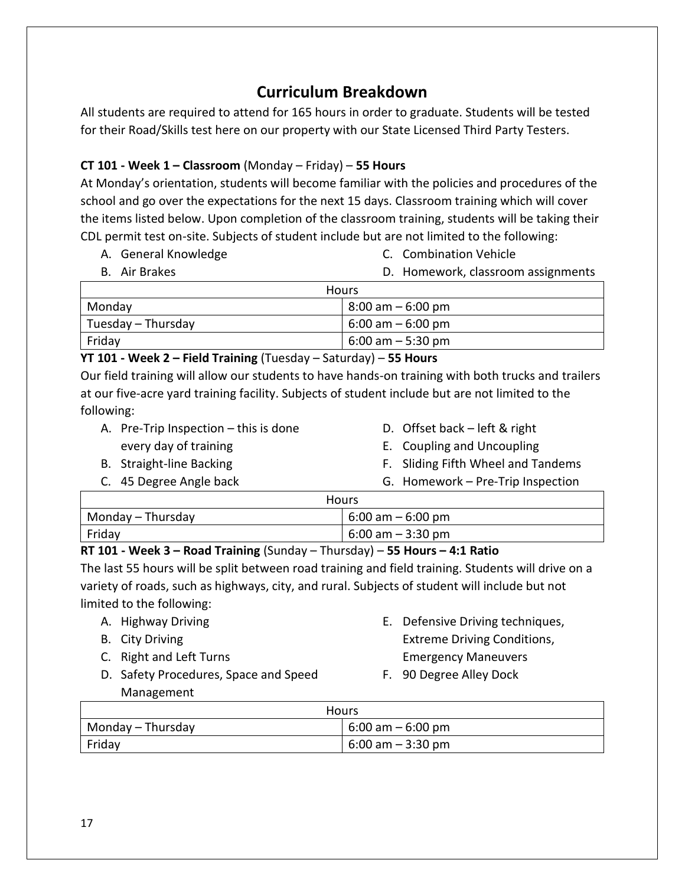## Curriculum Breakdown

All students are required to attend for 165 hours in order to graduate. Students will be tested for their Road/Skills test here on our property with our State Licensed Third Party Testers.

**CT 101 - Week 1 – Classroom** (Monday – Friday) – **55 Hours**

At Monday's orientation, students will become familiar with the policies and procedures of the school and go over the expectations for the next 15 days. Classroom training which will cover the items listed below. Upon completion of the classroom training, students will be taking their CDL permit test on-site. Subjects of student include but are not limited to the following:

A. General Knowledge
B. Air Brakes
C. Combination Vehicle
D. Homework, classroom assignments

| Hours | |
|---|---|
| Monday | 8:00 am – 6:00 pm |
| Tuesday – Thursday | 6:00 am – 6:00 pm |
| Friday | 6:00 am – 5:30 pm |

**YT 101 - Week 2 – Field Training** (Tuesday – Saturday) – **55 Hours**

Our field training will allow our students to have hands-on training with both trucks and trailers at our five-acre yard training facility. Subjects of student include but are not limited to the following:

A. Pre-Trip Inspection – this is done every day of training
B. Straight-line Backing
C. 45 Degree Angle back
D. Offset back – left & right
E. Coupling and Uncoupling
F. Sliding Fifth Wheel and Tandems
G. Homework – Pre-Trip Inspection

| Hours | |
|---|---|
| Monday – Thursday | 6:00 am – 6:00 pm |
| Friday | 6:00 am – 3:30 pm |

**RT 101 - Week 3 – Road Training** (Sunday – Thursday) – **55 Hours – 4:1 Ratio**

The last 55 hours will be split between road training and field training. Students will drive on a variety of roads, such as highways, city, and rural. Subjects of student will include but not limited to the following:

A. Highway Driving
B. City Driving
C. Right and Left Turns
D. Safety Procedures, Space and Speed Management
E. Defensive Driving techniques, Extreme Driving Conditions, Emergency Maneuvers
F. 90 Degree Alley Dock

| Hours | |
|---|---|
| Monday – Thursday | 6:00 am – 6:00 pm |
| Friday | 6:00 am – 3:30 pm |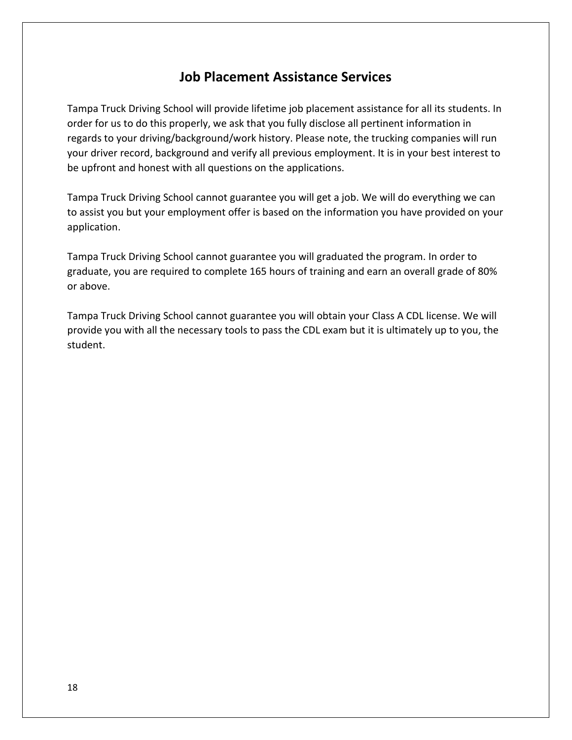# Job Placement Assistance Services

Tampa Truck Driving School will provide lifetime job placement assistance for all its students. In order for us to do this properly, we ask that you fully disclose all pertinent information in regards to your driving/background/work history. Please note, the trucking companies will run your driver record, background and verify all previous employment. It is in your best interest to be upfront and honest with all questions on the applications.

Tampa Truck Driving School cannot guarantee you will get a job. We will do everything we can to assist you but your employment offer is based on the information you have provided on your application.

Tampa Truck Driving School cannot guarantee you will graduated the program. In order to graduate, you are required to complete 165 hours of training and earn an overall grade of 80% or above.

Tampa Truck Driving School cannot guarantee you will obtain your Class A CDL license. We will provide you with all the necessary tools to pass the CDL exam but it is ultimately up to you, the student.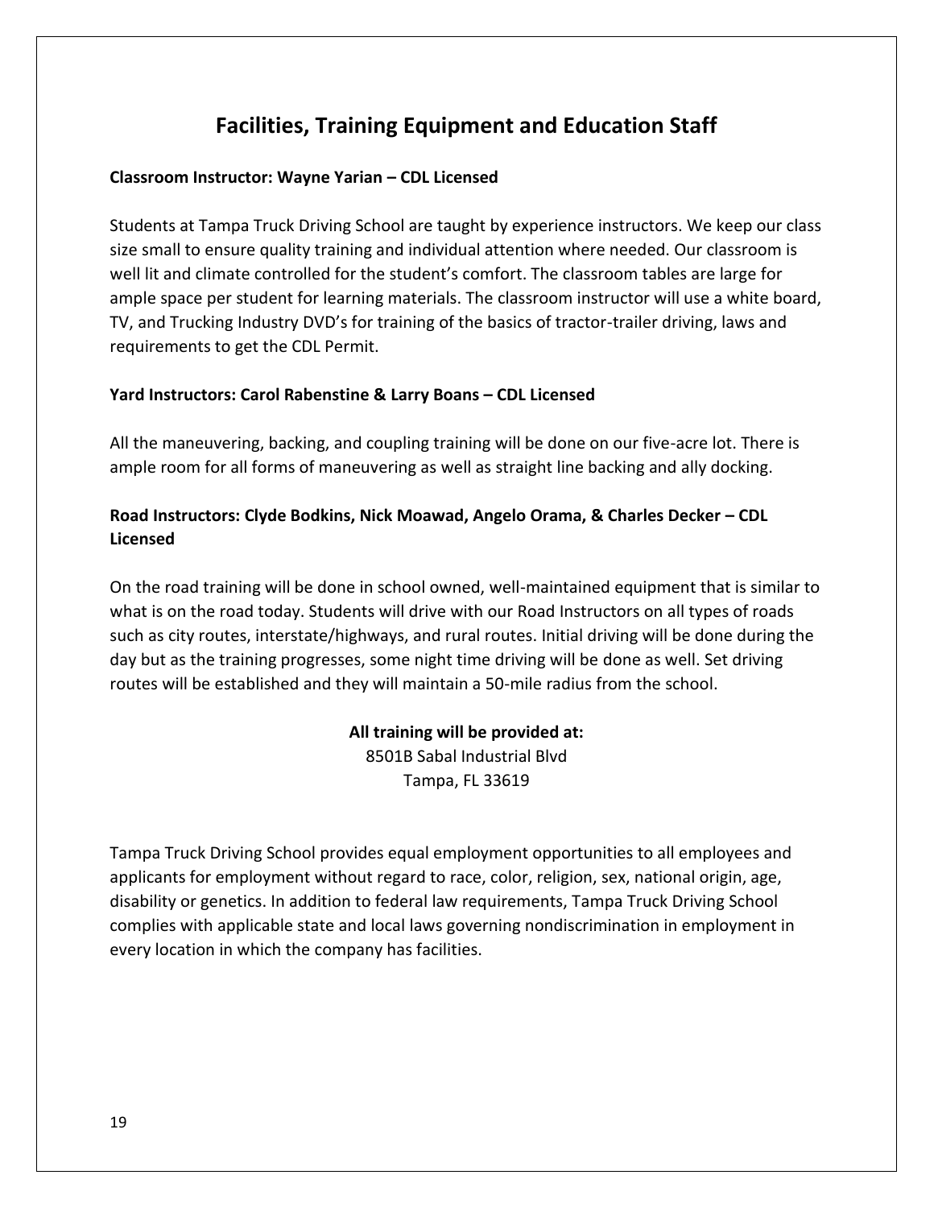# Facilities, Training Equipment and Education Staff

**Classroom Instructor: Wayne Yarian – CDL Licensed**

Students at Tampa Truck Driving School are taught by experience instructors. We keep our class size small to ensure quality training and individual attention where needed. Our classroom is well lit and climate controlled for the student's comfort. The classroom tables are large for ample space per student for learning materials. The classroom instructor will use a white board, TV, and Trucking Industry DVD's for training of the basics of tractor-trailer driving, laws and requirements to get the CDL Permit.

**Yard Instructors: Carol Rabenstine & Larry Boans – CDL Licensed**

All the maneuvering, backing, and coupling training will be done on our five-acre lot. There is ample room for all forms of maneuvering as well as straight line backing and ally docking.

**Road Instructors: Clyde Bodkins, Nick Moawad, Angelo Orama, & Charles Decker – CDL Licensed**

On the road training will be done in school owned, well-maintained equipment that is similar to what is on the road today. Students will drive with our Road Instructors on all types of roads such as city routes, interstate/highways, and rural routes. Initial driving will be done during the day but as the training progresses, some night time driving will be done as well. Set driving routes will be established and they will maintain a 50-mile radius from the school.

**All training will be provided at:**
8501B Sabal Industrial Blvd
Tampa, FL 33619

Tampa Truck Driving School provides equal employment opportunities to all employees and applicants for employment without regard to race, color, religion, sex, national origin, age, disability or genetics. In addition to federal law requirements, Tampa Truck Driving School complies with applicable state and local laws governing nondiscrimination in employment in every location in which the company has facilities.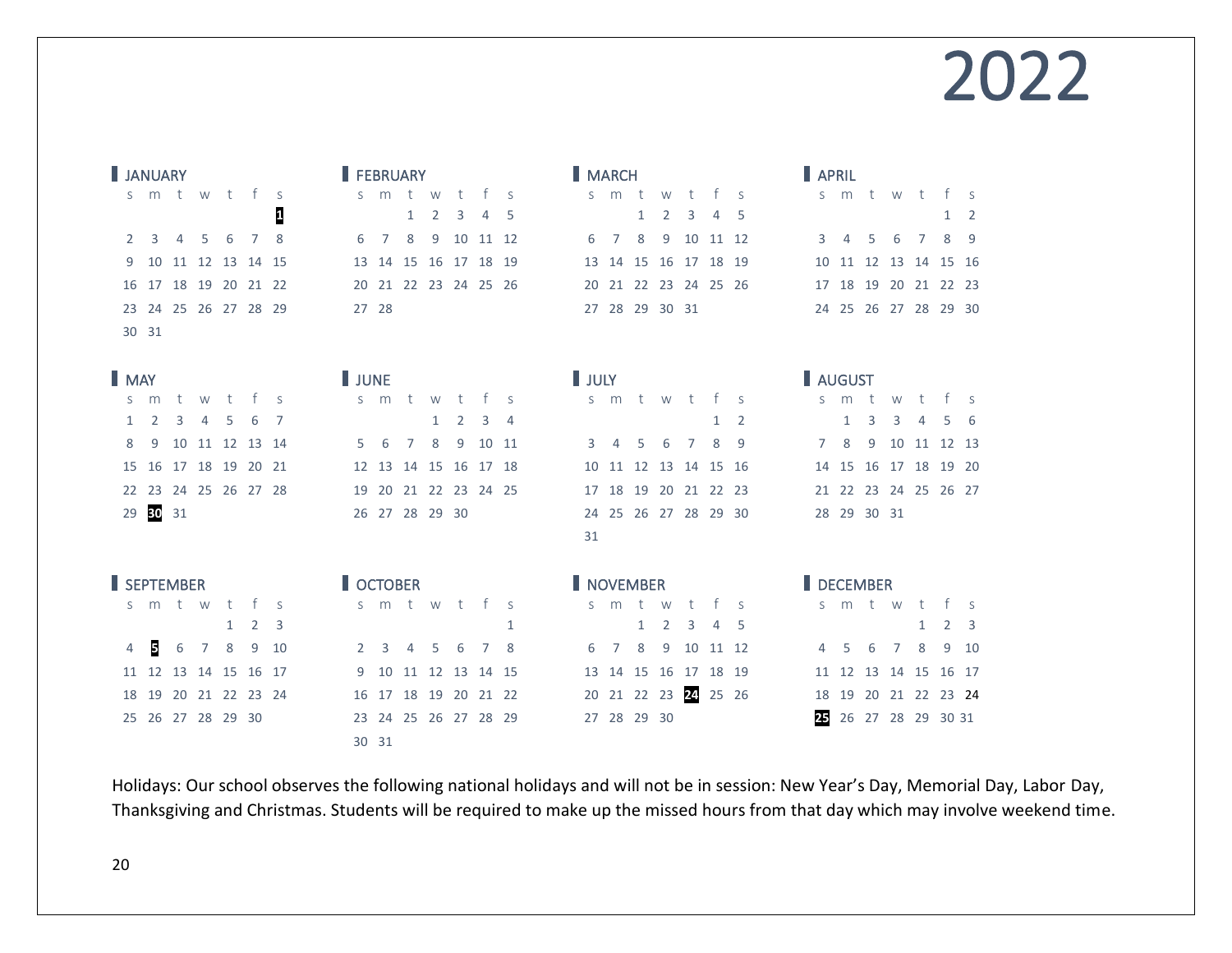# 2022

### JANUARY

| s | m | t | w | t | f | s |
|---|---|---|---|---|---|---|
| | | | | | | **1** |
| 2 | 3 | 4 | 5 | 6 | 7 | 8 |
| 9 | 10 | 11 | 12 | 13 | 14 | 15 |
| 16 | 17 | 18 | 19 | 20 | 21 | 22 |
| 23 | 24 | 25 | 26 | 27 | 28 | 29 |
| 30 | 31 | | | | | |

### FEBRUARY

| s | m | t | w | t | f | s |
|---|---|---|---|---|---|---|
| | | 1 | 2 | 3 | 4 | 5 |
| 6 | 7 | 8 | 9 | 10 | 11 | 12 |
| 13 | 14 | 15 | 16 | 17 | 18 | 19 |
| 20 | 21 | 22 | 23 | 24 | 25 | 26 |
| 27 | 28 | | | | | |

### MARCH

| s | m | t | w | t | f | s |
|---|---|---|---|---|---|---|
| | | 1 | 2 | 3 | 4 | 5 |
| 6 | 7 | 8 | 9 | 10 | 11 | 12 |
| 13 | 14 | 15 | 16 | 17 | 18 | 19 |
| 20 | 21 | 22 | 23 | 24 | 25 | 26 |
| 27 | 28 | 29 | 30 | 31 | | |

### APRIL

| s | m | t | w | t | f | s |
|---|---|---|---|---|---|---|
| | | | | | 1 | 2 |
| 3 | 4 | 5 | 6 | 7 | 8 | 9 |
| 10 | 11 | 12 | 13 | 14 | 15 | 16 |
| 17 | 18 | 19 | 20 | 21 | 22 | 23 |
| 24 | 25 | 26 | 27 | 28 | 29 | 30 |

### MAY

| s | m | t | w | t | f | s |
|---|---|---|---|---|---|---|
| 1 | 2 | 3 | 4 | 5 | 6 | 7 |
| 8 | 9 | 10 | 11 | 12 | 13 | 14 |
| 15 | 16 | 17 | 18 | 19 | 20 | 21 |
| 22 | 23 | 24 | 25 | 26 | 27 | 28 |
| 29 | **30** | 31 | | | | |

### JUNE

| s | m | t | w | t | f | s |
|---|---|---|---|---|---|---|
| | | | 1 | 2 | 3 | 4 |
| 5 | 6 | 7 | 8 | 9 | 10 | 11 |
| 12 | 13 | 14 | 15 | 16 | 17 | 18 |
| 19 | 20 | 21 | 22 | 23 | 24 | 25 |
| 26 | 27 | 28 | 29 | 30 | | |

### JULY

| s | m | t | w | t | f | s |
|---|---|---|---|---|---|---|
| | | | | | 1 | 2 |
| 3 | 4 | 5 | 6 | 7 | 8 | 9 |
| 10 | 11 | 12 | 13 | 14 | 15 | 16 |
| 17 | 18 | 19 | 20 | 21 | 22 | 23 |
| 24 | 25 | 26 | 27 | 28 | 29 | 30 |
| 31 | | | | | | |

### AUGUST

| s | m | t | w | t | f | s |
|---|---|---|---|---|---|---|
| | 1 | 3 | 3 | 4 | 5 | 6 |
| 7 | 8 | 9 | 10 | 11 | 12 | 13 |
| 14 | 15 | 16 | 17 | 18 | 19 | 20 |
| 21 | 22 | 23 | 24 | 25 | 26 | 27 |
| 28 | 29 | 30 | 31 | | | |

### SEPTEMBER

| s | m | t | w | t | f | s |
|---|---|---|---|---|---|---|
| | | | | 1 | 2 | 3 |
| 4 | **5** | 6 | 7 | 8 | 9 | 10 |
| 11 | 12 | 13 | 14 | 15 | 16 | 17 |
| 18 | 19 | 20 | 21 | 22 | 23 | 24 |
| 25 | 26 | 27 | 28 | 29 | 30 | |

### OCTOBER

| s | m | t | w | t | f | s |
|---|---|---|---|---|---|---|
| | | | | | | 1 |
| 2 | 3 | 4 | 5 | 6 | 7 | 8 |
| 9 | 10 | 11 | 12 | 13 | 14 | 15 |
| 16 | 17 | 18 | 19 | 20 | 21 | 22 |
| 23 | 24 | 25 | 26 | 27 | 28 | 29 |
| 30 | 31 | | | | | |

### NOVEMBER

| s | m | t | w | t | f | s |
|---|---|---|---|---|---|---|
| | | 1 | 2 | 3 | 4 | 5 |
| 6 | 7 | 8 | 9 | 10 | 11 | 12 |
| 13 | 14 | 15 | 16 | 17 | 18 | 19 |
| 20 | 21 | 22 | 23 | **24** | 25 | 26 |
| 27 | 28 | 29 | 30 | | | |

### DECEMBER

| s | m | t | w | t | f | s |
|---|---|---|---|---|---|---|
| | | | | 1 | 2 | 3 |
| 4 | 5 | 6 | 7 | 8 | 9 | 10 |
| 11 | 12 | 13 | 14 | 15 | 16 | 17 |
| 18 | 19 | 20 | 21 | 22 | 23 | 24 |
| **25** | 26 | 27 | 28 | 29 | 30 31 | |

Holidays: Our school observes the following national holidays and will not be in session: New Year's Day, Memorial Day, Labor Day, Thanksgiving and Christmas. Students will be required to make up the missed hours from that day which may involve weekend time.